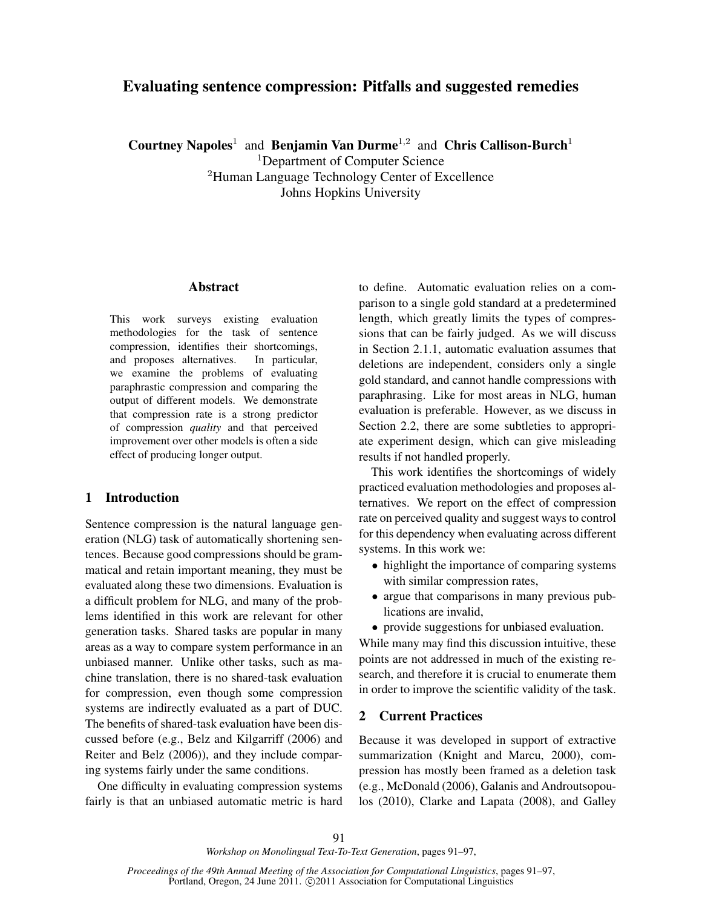# Evaluating sentence compression: Pitfalls and suggested remedies

**Courtney Napoles**[1] and **Benjamin Van Durme**[1,2] and **Chris Callison-Burch**[1]
[1]Department of Computer Science
[2]Human Language Technology Center of Excellence
Johns Hopkins University

## Abstract

This work surveys existing evaluation methodologies for the task of sentence compression, identifies their shortcomings, and proposes alternatives. In particular, we examine the problems of evaluating paraphrastic compression and comparing the output of different models. We demonstrate that compression rate is a strong predictor of compression *quality* and that perceived improvement over other models is often a side effect of producing longer output.

## 1 Introduction

Sentence compression is the natural language generation (NLG) task of automatically shortening sentences. Because good compressions should be grammatical and retain important meaning, they must be evaluated along these two dimensions. Evaluation is a difficult problem for NLG, and many of the problems identified in this work are relevant for other generation tasks. Shared tasks are popular in many areas as a way to compare system performance in an unbiased manner. Unlike other tasks, such as machine translation, there is no shared-task evaluation for compression, even though some compression systems are indirectly evaluated as a part of DUC. The benefits of shared-task evaluation have been discussed before (e.g., Belz and Kilgarriff (2006) and Reiter and Belz (2006)), and they include comparing systems fairly under the same conditions.

One difficulty in evaluating compression systems fairly is that an unbiased automatic metric is hard to define. Automatic evaluation relies on a comparison to a single gold standard at a predetermined length, which greatly limits the types of compressions that can be fairly judged. As we will discuss in Section 2.1.1, automatic evaluation assumes that deletions are independent, considers only a single gold standard, and cannot handle compressions with paraphrasing. Like for most areas in NLG, human evaluation is preferable. However, as we discuss in Section 2.2, there are some subtleties to appropriate experiment design, which can give misleading results if not handled properly.

This work identifies the shortcomings of widely practiced evaluation methodologies and proposes alternatives. We report on the effect of compression rate on perceived quality and suggest ways to control for this dependency when evaluating across different systems. In this work we:

- highlight the importance of comparing systems with similar compression rates,
- argue that comparisons in many previous publications are invalid,
- provide suggestions for unbiased evaluation.

While many may find this discussion intuitive, these points are not addressed in much of the existing research, and therefore it is crucial to enumerate them in order to improve the scientific validity of the task.

## 2 Current Practices

Because it was developed in support of extractive summarization (Knight and Marcu, 2000), compression has mostly been framed as a deletion task (e.g., McDonald (2006), Galanis and Androutsopoulos (2010), Clarke and Lapata (2008), and Galley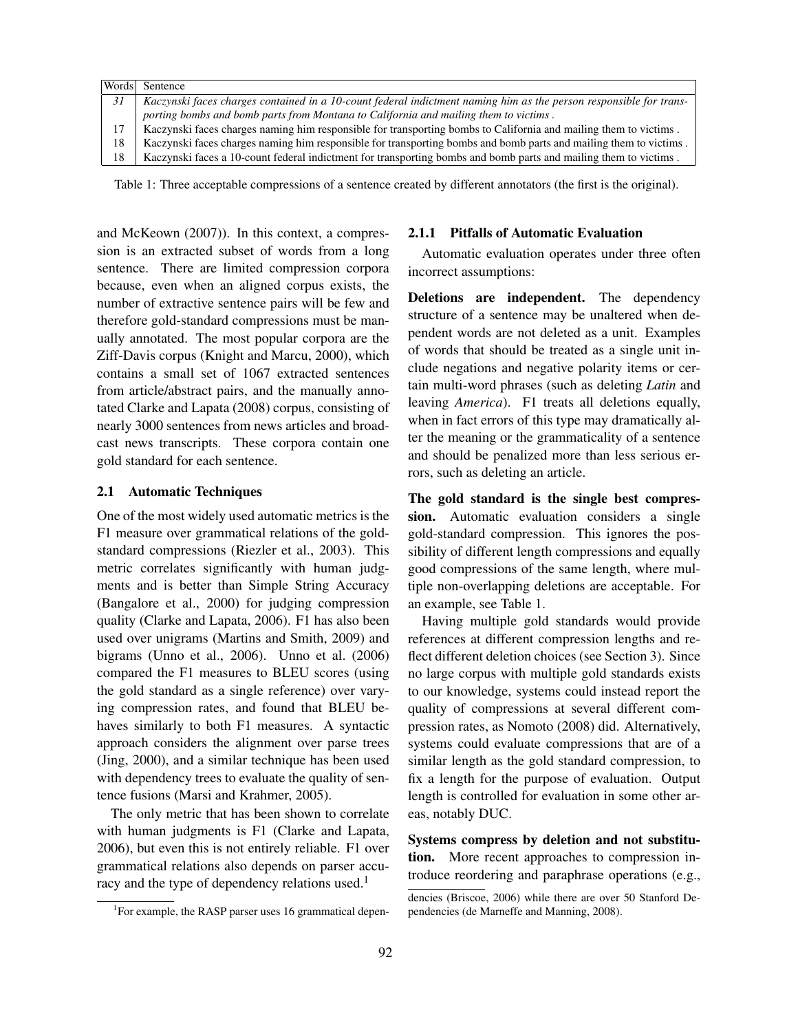| Words | Sentence |
| --- | --- |
| *31* | *Kaczynski faces charges contained in a 10-count federal indictment naming him as the person responsible for transporting bombs and bomb parts from Montana to California and mailing them to victims .* |
| 17 | Kaczynski faces charges naming him responsible for transporting bombs to California and mailing them to victims . |
| 18 | Kaczynski faces charges naming him responsible for transporting bombs and bomb parts and mailing them to victims . |
| 18 | Kaczynski faces a 10-count federal indictment for transporting bombs and bomb parts and mailing them to victims . |

Table 1: Three acceptable compressions of a sentence created by different annotators (the first is the original).

and McKeown (2007)). In this context, a compression is an extracted subset of words from a long sentence. There are limited compression corpora because, even when an aligned corpus exists, the number of extractive sentence pairs will be few and therefore gold-standard compressions must be manually annotated. The most popular corpora are the Ziff-Davis corpus (Knight and Marcu, 2000), which contains a small set of 1067 extracted sentences from article/abstract pairs, and the manually annotated Clarke and Lapata (2008) corpus, consisting of nearly 3000 sentences from news articles and broadcast news transcripts. These corpora contain one gold standard for each sentence.

### 2.1 Automatic Techniques

One of the most widely used automatic metrics is the F1 measure over grammatical relations of the gold-standard compressions (Riezler et al., 2003). This metric correlates significantly with human judgments and is better than Simple String Accuracy (Bangalore et al., 2000) for judging compression quality (Clarke and Lapata, 2006). F1 has also been used over unigrams (Martins and Smith, 2009) and bigrams (Unno et al., 2006). Unno et al. (2006) compared the F1 measures to BLEU scores (using the gold standard as a single reference) over varying compression rates, and found that BLEU behaves similarly to both F1 measures. A syntactic approach considers the alignment over parse trees (Jing, 2000), and a similar technique has been used with dependency trees to evaluate the quality of sentence fusions (Marsi and Krahmer, 2005).

The only metric that has been shown to correlate with human judgments is F1 (Clarke and Lapata, 2006), but even this is not entirely reliable. F1 over grammatical relations also depends on parser accuracy and the type of dependency relations used.[1]

#### 2.1.1 Pitfalls of Automatic Evaluation

Automatic evaluation operates under three often incorrect assumptions:

**Deletions are independent.** The dependency structure of a sentence may be unaltered when dependent words are not deleted as a unit. Examples of words that should be treated as a single unit include negations and negative polarity items or certain multi-word phrases (such as deleting *Latin* and leaving *America*). F1 treats all deletions equally, when in fact errors of this type may dramatically alter the meaning or the grammaticality of a sentence and should be penalized more than less serious errors, such as deleting an article.

**The gold standard is the single best compression.** Automatic evaluation considers a single gold-standard compression. This ignores the possibility of different length compressions and equally good compressions of the same length, where multiple non-overlapping deletions are acceptable. For an example, see Table 1.

Having multiple gold standards would provide references at different compression lengths and reflect different deletion choices (see Section 3). Since no large corpus with multiple gold standards exists to our knowledge, systems could instead report the quality of compressions at several different compression rates, as Nomoto (2008) did. Alternatively, systems could evaluate compressions that are of a similar length as the gold standard compression, to fix a length for the purpose of evaluation. Output length is controlled for evaluation in some other areas, notably DUC.

**Systems compress by deletion and not substitution.** More recent approaches to compression introduce reordering and paraphrase operations (e.g.,

[1]For example, the RASP parser uses 16 grammatical dependencies (Briscoe, 2006) while there are over 50 Stanford Dependencies (de Marneffe and Manning, 2008).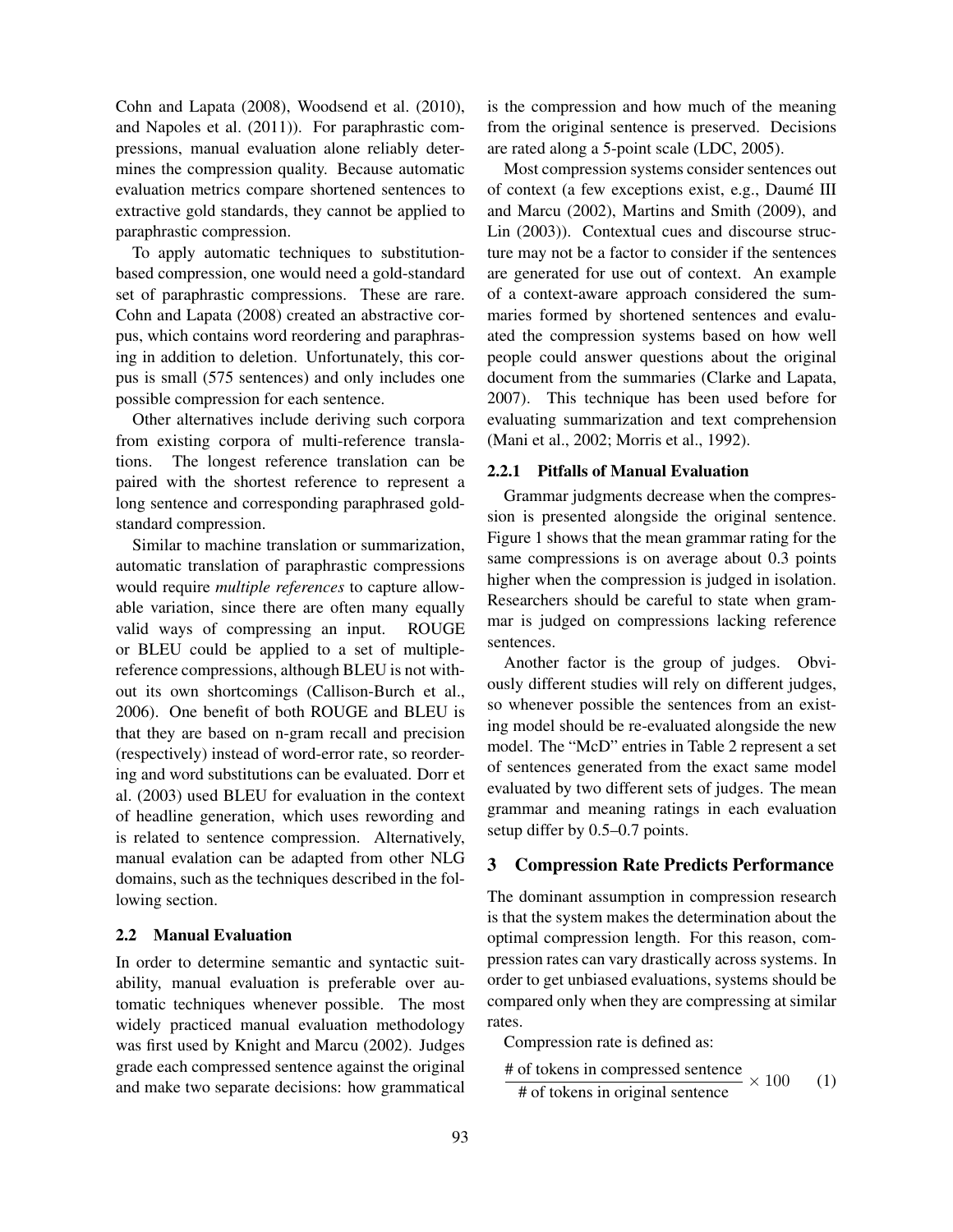Cohn and Lapata (2008), Woodsend et al. (2010), and Napoles et al. (2011)). For paraphrastic compressions, manual evaluation alone reliably determines the compression quality. Because automatic evaluation metrics compare shortened sentences to extractive gold standards, they cannot be applied to paraphrastic compression.

To apply automatic techniques to substitution-based compression, one would need a gold-standard set of paraphrastic compressions. These are rare. Cohn and Lapata (2008) created an abstractive corpus, which contains word reordering and paraphrasing in addition to deletion. Unfortunately, this corpus is small (575 sentences) and only includes one possible compression for each sentence.

Other alternatives include deriving such corpora from existing corpora of multi-reference translations. The longest reference translation can be paired with the shortest reference to represent a long sentence and corresponding paraphrased gold-standard compression.

Similar to machine translation or summarization, automatic translation of paraphrastic compressions would require *multiple references* to capture allowable variation, since there are often many equally valid ways of compressing an input. ROUGE or BLEU could be applied to a set of multiple-reference compressions, although BLEU is not without its own shortcomings (Callison-Burch et al., 2006). One benefit of both ROUGE and BLEU is that they are based on n-gram recall and precision (respectively) instead of word-error rate, so reordering and word substitutions can be evaluated. Dorr et al. (2003) used BLEU for evaluation in the context of headline generation, which uses rewording and is related to sentence compression. Alternatively, manual evalation can be adapted from other NLG domains, such as the techniques described in the following section.

### 2.2 Manual Evaluation

In order to determine semantic and syntactic suitability, manual evaluation is preferable over automatic techniques whenever possible. The most widely practiced manual evaluation methodology was first used by Knight and Marcu (2002). Judges grade each compressed sentence against the original and make two separate decisions: how grammatical is the compression and how much of the meaning from the original sentence is preserved. Decisions are rated along a 5-point scale (LDC, 2005).

Most compression systems consider sentences out of context (a few exceptions exist, e.g., Daumé III and Marcu (2002), Martins and Smith (2009), and Lin (2003)). Contextual cues and discourse structure may not be a factor to consider if the sentences are generated for use out of context. An example of a context-aware approach considered the summaries formed by shortened sentences and evaluated the compression systems based on how well people could answer questions about the original document from the summaries (Clarke and Lapata, 2007). This technique has been used before for evaluating summarization and text comprehension (Mani et al., 2002; Morris et al., 1992).

#### 2.2.1 Pitfalls of Manual Evaluation

Grammar judgments decrease when the compression is presented alongside the original sentence. Figure 1 shows that the mean grammar rating for the same compressions is on average about 0.3 points higher when the compression is judged in isolation. Researchers should be careful to state when grammar is judged on compressions lacking reference sentences.

Another factor is the group of judges. Obviously different studies will rely on different judges, so whenever possible the sentences from an existing model should be re-evaluated alongside the new model. The "McD" entries in Table 2 represent a set of sentences generated from the exact same model evaluated by two different sets of judges. The mean grammar and meaning ratings in each evaluation setup differ by 0.5–0.7 points.

## 3 Compression Rate Predicts Performance

The dominant assumption in compression research is that the system makes the determination about the optimal compression length. For this reason, compression rates can vary drastically across systems. In order to get unbiased evaluations, systems should be compared only when they are compressing at similar rates.

Compression rate is defined as:

$$\frac{\text{\# of tokens in compressed sentence}}{\text{\# of tokens in original sentence}} \times 100 \qquad (1)$$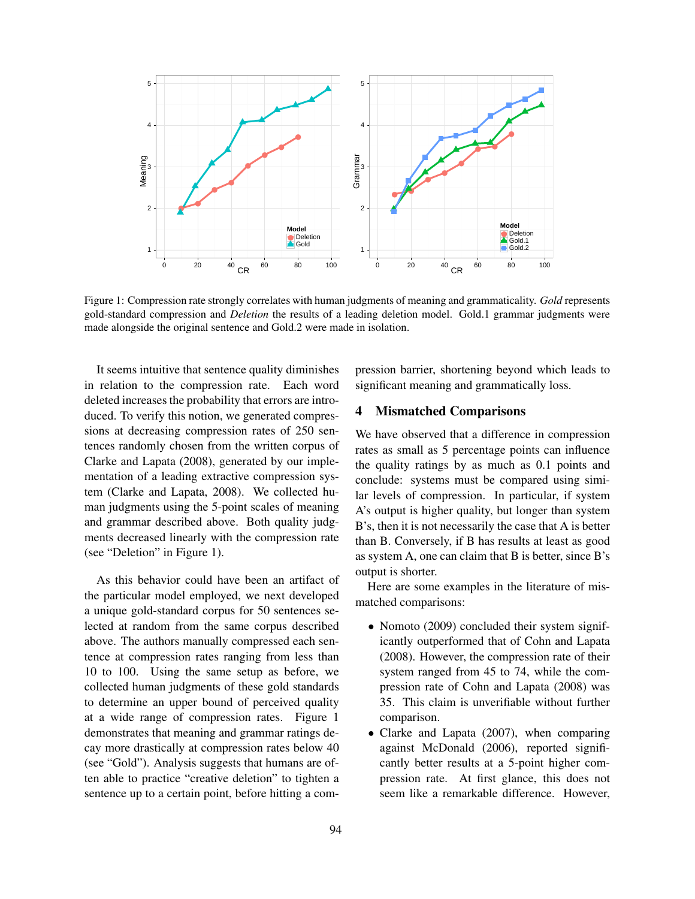Figure 1: Compression rate strongly correlates with human judgments of meaning and grammaticality. *Gold* represents gold-standard compression and *Deletion* the results of a leading deletion model. Gold.1 grammar judgments were made alongside the original sentence and Gold.2 were made in isolation.

It seems intuitive that sentence quality diminishes in relation to the compression rate. Each word deleted increases the probability that errors are introduced. To verify this notion, we generated compressions at decreasing compression rates of 250 sentences randomly chosen from the written corpus of Clarke and Lapata (2008), generated by our implementation of a leading extractive compression system (Clarke and Lapata, 2008). We collected human judgments using the 5-point scales of meaning and grammar described above. Both quality judgments decreased linearly with the compression rate (see "Deletion" in Figure 1).

As this behavior could have been an artifact of the particular model employed, we next developed a unique gold-standard corpus for 50 sentences selected at random from the same corpus described above. The authors manually compressed each sentence at compression rates ranging from less than 10 to 100. Using the same setup as before, we collected human judgments of these gold standards to determine an upper bound of perceived quality at a wide range of compression rates. Figure 1 demonstrates that meaning and grammar ratings decay more drastically at compression rates below 40 (see "Gold"). Analysis suggests that humans are often able to practice "creative deletion" to tighten a sentence up to a certain point, before hitting a compression barrier, shortening beyond which leads to significant meaning and grammatically loss.

## 4 Mismatched Comparisons

We have observed that a difference in compression rates as small as 5 percentage points can influence the quality ratings by as much as 0.1 points and conclude: systems must be compared using similar levels of compression. In particular, if system A's output is higher quality, but longer than system B's, then it is not necessarily the case that A is better than B. Conversely, if B has results at least as good as system A, one can claim that B is better, since B's output is shorter.

Here are some examples in the literature of mismatched comparisons:

- Nomoto (2009) concluded their system significantly outperformed that of Cohn and Lapata (2008). However, the compression rate of their system ranged from 45 to 74, while the compression rate of Cohn and Lapata (2008) was 35. This claim is unverifiable without further comparison.
- Clarke and Lapata (2007), when comparing against McDonald (2006), reported significantly better results at a 5-point higher compression rate. At first glance, this does not seem like a remarkable difference. However,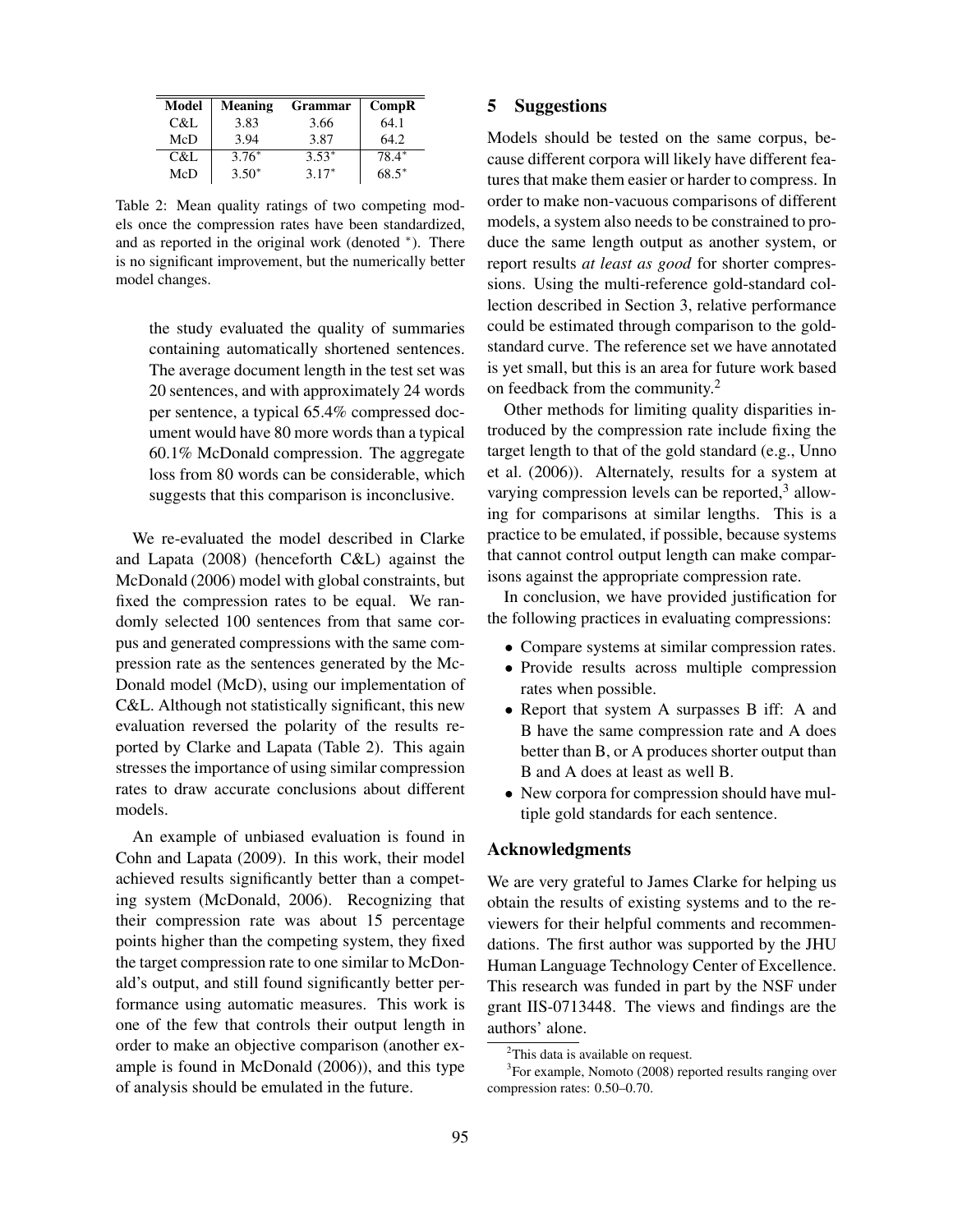| Model | Meaning | Grammar | CompR |
|---|---|---|---|
| C&L | 3.83 | 3.66 | 64.1 |
| McD | 3.94 | 3.87 | 64.2 |
| C&L | $3.76^*$ | $3.53^*$ | $78.4^*$ |
| McD | $3.50^*$ | $3.17^*$ | $68.5^*$ |

Table 2: Mean quality ratings of two competing models once the compression rates have been standardized, and as reported in the original work (denoted $^*$). There is no significant improvement, but the numerically better model changes.

> the study evaluated the quality of summaries containing automatically shortened sentences. The average document length in the test set was 20 sentences, and with approximately 24 words per sentence, a typical 65.4% compressed document would have 80 more words than a typical 60.1% McDonald compression. The aggregate loss from 80 words can be considerable, which suggests that this comparison is inconclusive.

We re-evaluated the model described in Clarke and Lapata (2008) (henceforth C&L) against the McDonald (2006) model with global constraints, but fixed the compression rates to be equal. We randomly selected 100 sentences from that same corpus and generated compressions with the same compression rate as the sentences generated by the McDonald model (McD), using our implementation of C&L. Although not statistically significant, this new evaluation reversed the polarity of the results reported by Clarke and Lapata (Table 2). This again stresses the importance of using similar compression rates to draw accurate conclusions about different models.

An example of unbiased evaluation is found in Cohn and Lapata (2009). In this work, their model achieved results significantly better than a competing system (McDonald, 2006). Recognizing that their compression rate was about 15 percentage points higher than the competing system, they fixed the target compression rate to one similar to McDonald's output, and still found significantly better performance using automatic measures. This work is one of the few that controls their output length in order to make an objective comparison (another example is found in McDonald (2006)), and this type of analysis should be emulated in the future.

## 5 Suggestions

Models should be tested on the same corpus, because different corpora will likely have different features that make them easier or harder to compress. In order to make non-vacuous comparisons of different models, a system also needs to be constrained to produce the same length output as another system, or report results *at least as good* for shorter compressions. Using the multi-reference gold-standard collection described in Section 3, relative performance could be estimated through comparison to the gold-standard curve. The reference set we have annotated is yet small, but this is an area for future work based on feedback from the community.[2]

Other methods for limiting quality disparities introduced by the compression rate include fixing the target length to that of the gold standard (e.g., Unno et al. (2006)). Alternately, results for a system at varying compression levels can be reported,[3] allowing for comparisons at similar lengths. This is a practice to be emulated, if possible, because systems that cannot control output length can make comparisons against the appropriate compression rate.

In conclusion, we have provided justification for the following practices in evaluating compressions:

- Compare systems at similar compression rates.
- Provide results across multiple compression rates when possible.
- Report that system A surpasses B iff: A and B have the same compression rate and A does better than B, or A produces shorter output than B and A does at least as well B.
- New corpora for compression should have multiple gold standards for each sentence.

## Acknowledgments

We are very grateful to James Clarke for helping us obtain the results of existing systems and to the reviewers for their helpful comments and recommendations. The first author was supported by the JHU Human Language Technology Center of Excellence. This research was funded in part by the NSF under grant IIS-0713448. The views and findings are the authors' alone.

[2] This data is available on request.

[3] For example, Nomoto (2008) reported results ranging over compression rates: 0.50–0.70.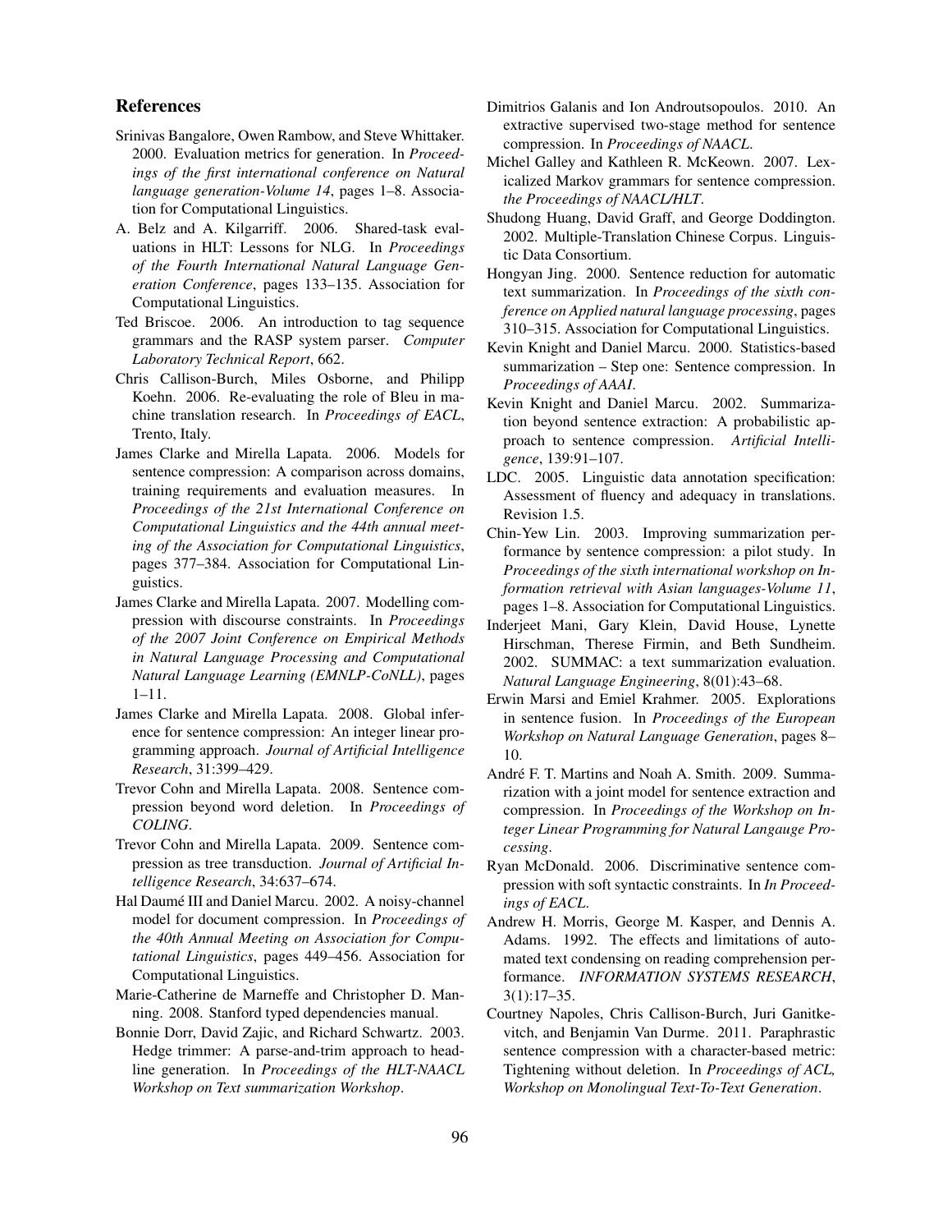## References

Srinivas Bangalore, Owen Rambow, and Steve Whittaker. 2000. Evaluation metrics for generation. In *Proceedings of the first international conference on Natural language generation-Volume 14*, pages 1–8. Association for Computational Linguistics.

A. Belz and A. Kilgarriff. 2006. Shared-task evaluations in HLT: Lessons for NLG. In *Proceedings of the Fourth International Natural Language Generation Conference*, pages 133–135. Association for Computational Linguistics.

Ted Briscoe. 2006. An introduction to tag sequence grammars and the RASP system parser. *Computer Laboratory Technical Report*, 662.

Chris Callison-Burch, Miles Osborne, and Philipp Koehn. 2006. Re-evaluating the role of Bleu in machine translation research. In *Proceedings of EACL*, Trento, Italy.

James Clarke and Mirella Lapata. 2006. Models for sentence compression: A comparison across domains, training requirements and evaluation measures. In *Proceedings of the 21st International Conference on Computational Linguistics and the 44th annual meeting of the Association for Computational Linguistics*, pages 377–384. Association for Computational Linguistics.

James Clarke and Mirella Lapata. 2007. Modelling compression with discourse constraints. In *Proceedings of the 2007 Joint Conference on Empirical Methods in Natural Language Processing and Computational Natural Language Learning (EMNLP-CoNLL)*, pages 1–11.

James Clarke and Mirella Lapata. 2008. Global inference for sentence compression: An integer linear programming approach. *Journal of Artificial Intelligence Research*, 31:399–429.

Trevor Cohn and Mirella Lapata. 2008. Sentence compression beyond word deletion. In *Proceedings of COLING*.

Trevor Cohn and Mirella Lapata. 2009. Sentence compression as tree transduction. *Journal of Artificial Intelligence Research*, 34:637–674.

Hal Daumé III and Daniel Marcu. 2002. A noisy-channel model for document compression. In *Proceedings of the 40th Annual Meeting on Association for Computational Linguistics*, pages 449–456. Association for Computational Linguistics.

Marie-Catherine de Marneffe and Christopher D. Manning. 2008. Stanford typed dependencies manual.

Bonnie Dorr, David Zajic, and Richard Schwartz. 2003. Hedge trimmer: A parse-and-trim approach to headline generation. In *Proceedings of the HLT-NAACL Workshop on Text summarization Workshop*.

Dimitrios Galanis and Ion Androutsopoulos. 2010. An extractive supervised two-stage method for sentence compression. In *Proceedings of NAACL*.

Michel Galley and Kathleen R. McKeown. 2007. Lexicalized Markov grammars for sentence compression. *the Proceedings of NAACL/HLT*.

Shudong Huang, David Graff, and George Doddington. 2002. Multiple-Translation Chinese Corpus. Linguistic Data Consortium.

Hongyan Jing. 2000. Sentence reduction for automatic text summarization. In *Proceedings of the sixth conference on Applied natural language processing*, pages 310–315. Association for Computational Linguistics.

Kevin Knight and Daniel Marcu. 2000. Statistics-based summarization – Step one: Sentence compression. In *Proceedings of AAAI*.

Kevin Knight and Daniel Marcu. 2002. Summarization beyond sentence extraction: A probabilistic approach to sentence compression. *Artificial Intelligence*, 139:91–107.

LDC. 2005. Linguistic data annotation specification: Assessment of fluency and adequacy in translations. Revision 1.5.

Chin-Yew Lin. 2003. Improving summarization performance by sentence compression: a pilot study. In *Proceedings of the sixth international workshop on Information retrieval with Asian languages-Volume 11*, pages 1–8. Association for Computational Linguistics.

Inderjeet Mani, Gary Klein, David House, Lynette Hirschman, Therese Firmin, and Beth Sundheim. 2002. SUMMAC: a text summarization evaluation. *Natural Language Engineering*, 8(01):43–68.

Erwin Marsi and Emiel Krahmer. 2005. Explorations in sentence fusion. In *Proceedings of the European Workshop on Natural Language Generation*, pages 8–10.

André F. T. Martins and Noah A. Smith. 2009. Summarization with a joint model for sentence extraction and compression. In *Proceedings of the Workshop on Integer Linear Programming for Natural Langauge Processing*.

Ryan McDonald. 2006. Discriminative sentence compression with soft syntactic constraints. In *In Proceedings of EACL*.

Andrew H. Morris, George M. Kasper, and Dennis A. Adams. 1992. The effects and limitations of automated text condensing on reading comprehension performance. *INFORMATION SYSTEMS RESEARCH*, 3(1):17–35.

Courtney Napoles, Chris Callison-Burch, Juri Ganitkevitch, and Benjamin Van Durme. 2011. Paraphrastic sentence compression with a character-based metric: Tightening without deletion. In *Proceedings of ACL, Workshop on Monolingual Text-To-Text Generation*.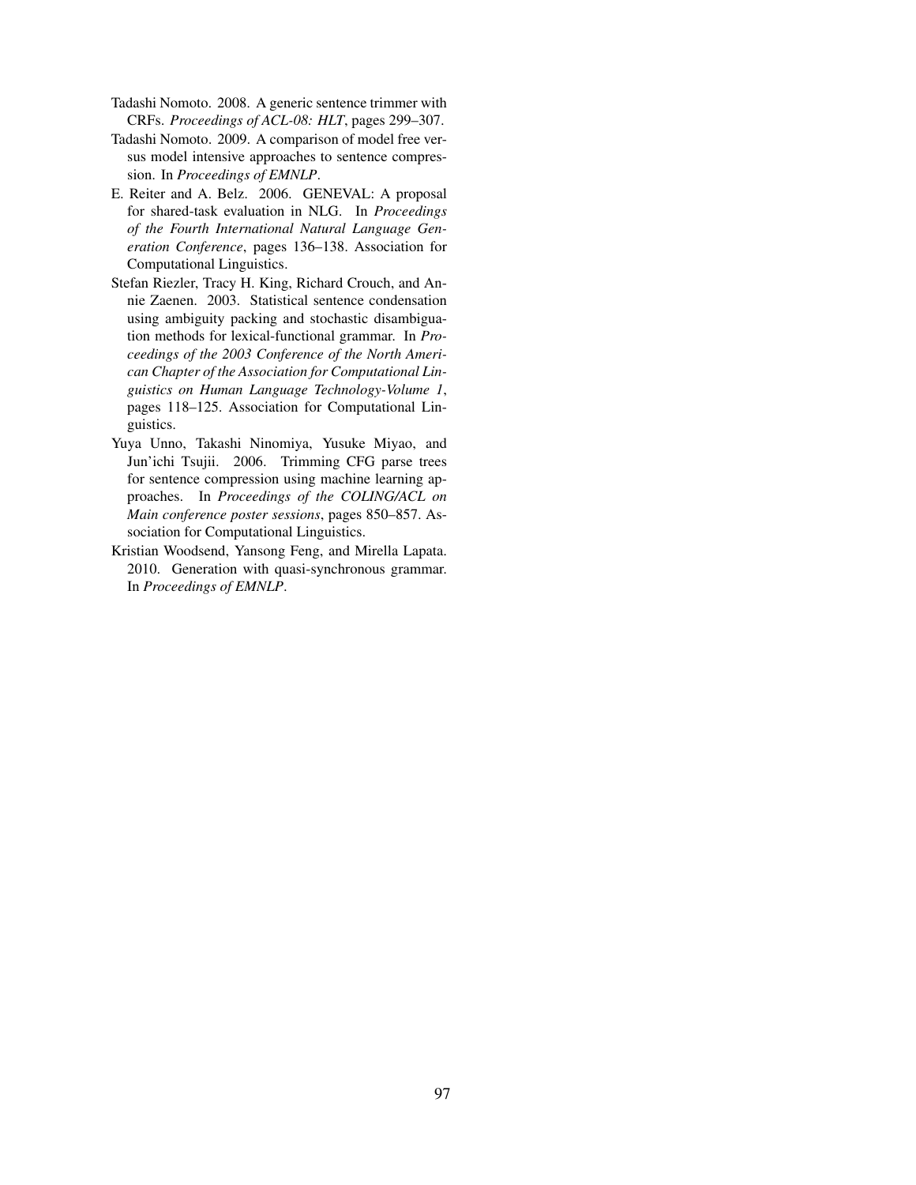Tadashi Nomoto. 2008. A generic sentence trimmer with CRFs. *Proceedings of ACL-08: HLT*, pages 299–307.

Tadashi Nomoto. 2009. A comparison of model free versus model intensive approaches to sentence compression. In *Proceedings of EMNLP*.

E. Reiter and A. Belz. 2006. GENEVAL: A proposal for shared-task evaluation in NLG. In *Proceedings of the Fourth International Natural Language Generation Conference*, pages 136–138. Association for Computational Linguistics.

Stefan Riezler, Tracy H. King, Richard Crouch, and Annie Zaenen. 2003. Statistical sentence condensation using ambiguity packing and stochastic disambiguation methods for lexical-functional grammar. In *Proceedings of the 2003 Conference of the North American Chapter of the Association for Computational Linguistics on Human Language Technology-Volume 1*, pages 118–125. Association for Computational Linguistics.

Yuya Unno, Takashi Ninomiya, Yusuke Miyao, and Jun'ichi Tsujii. 2006. Trimming CFG parse trees for sentence compression using machine learning approaches. In *Proceedings of the COLING/ACL on Main conference poster sessions*, pages 850–857. Association for Computational Linguistics.

Kristian Woodsend, Yansong Feng, and Mirella Lapata. 2010. Generation with quasi-synchronous grammar. In *Proceedings of EMNLP*.